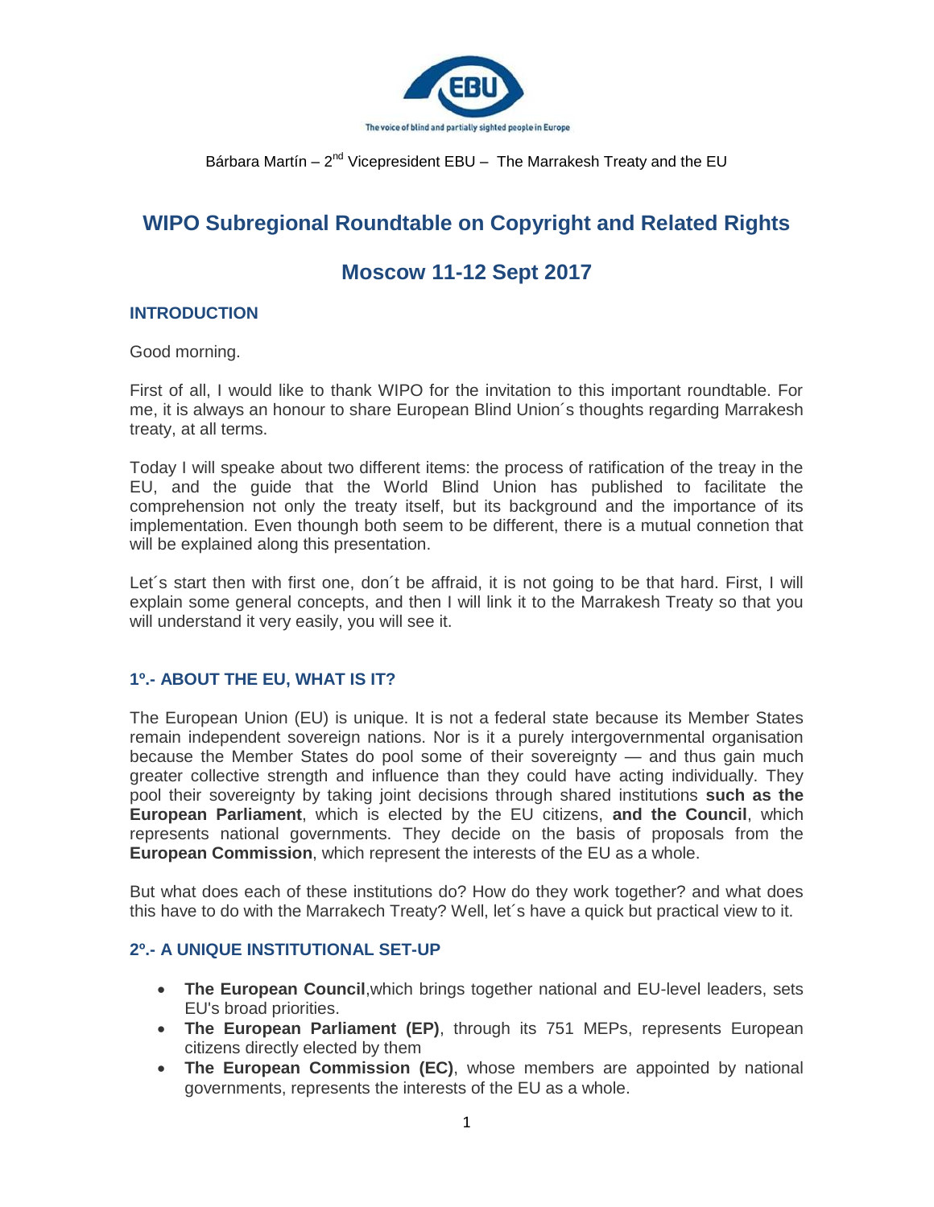Bárbara Martín – 2nd Vicepresident EBU – The Marrakesh Treaty and the EU

# WIPO Subregional Roundtable on Copyright and Related Rights

# Moscow 11-12 Sept 2017

## INTRODUCTION

Good morning.

First of all, I would like to thank WIPO for the invitation to this important roundtable. For me, it is always an honour to share European Blind Union´s thoughts regarding Marrakesh treaty, at all terms.

Today I will speake about two different items: the process of ratification of the treay in the EU, and the guide that the World Blind Union has published to facilitate the comprehension not only the treaty itself, but its background and the importance of its implementation. Even thoungh both seem to be different, there is a mutual connetion that will be explained along this presentation.

Let´s start then with first one, don´t be affraid, it is not going to be that hard. First, I will explain some general concepts, and then I will link it to the Marrakesh Treaty so that you will understand it very easily, you will see it.

## 1º.- ABOUT THE EU, WHAT IS IT?

The European Union (EU) is unique. It is not a federal state because its Member States remain independent sovereign nations. Nor is it a purely intergovernmental organisation because the Member States do pool some of their sovereignty — and thus gain much greater collective strength and influence than they could have acting individually. They pool their sovereignty by taking joint decisions through shared institutions **such as the European Parliament**, which is elected by the EU citizens, **and the Council**, which represents national governments. They decide on the basis of proposals from the **European Commission**, which represent the interests of the EU as a whole.

But what does each of these institutions do? How do they work together? and what does this have to do with the Marrakech Treaty? Well, let´s have a quick but practical view to it.

## 2º.- A UNIQUE INSTITUTIONAL SET-UP

- **The European Council**,which brings together national and EU-level leaders, sets EU's broad priorities.
- **The European Parliament (EP)**, through its 751 MEPs, represents European citizens directly elected by them
- **The European Commission (EC)**, whose members are appointed by national governments, represents the interests of the EU as a whole.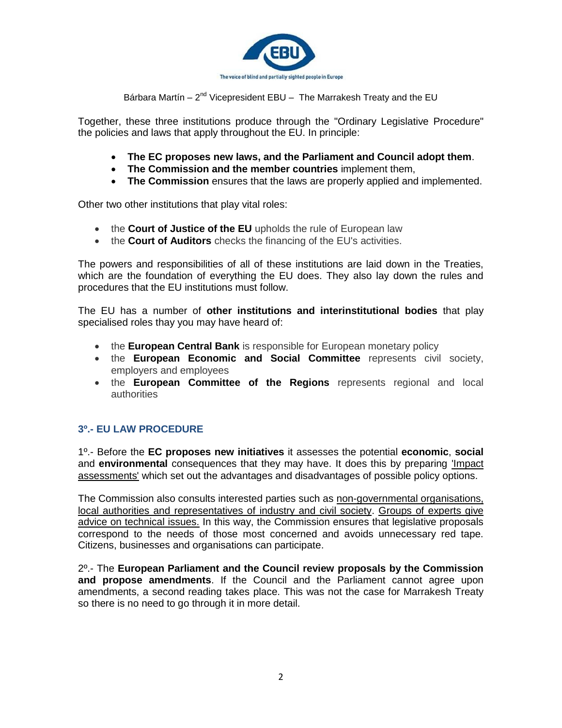Together, these three institutions produce through the "Ordinary Legislative Procedure" the policies and laws that apply throughout the EU. In principle:

- **The EC proposes new laws, and the Parliament and Council adopt them**.
- **The Commission and the member countries** implement them,
- **The Commission** ensures that the laws are properly applied and implemented.

Other two other institutions that play vital roles:

- the **Court of Justice of the EU** upholds the rule of European law
- the **Court of Auditors** checks the financing of the EU's activities.

The powers and responsibilities of all of these institutions are laid down in the Treaties, which are the foundation of everything the EU does. They also lay down the rules and procedures that the EU institutions must follow.

The EU has a number of **other institutions and interinstitutional bodies** that play specialised roles thay you may have heard of:

- the **European Central Bank** is responsible for European monetary policy
- the **European Economic and Social Committee** represents civil society, employers and employees
- the **European Committee of the Regions** represents regional and local authorities

### 3º.- EU LAW PROCEDURE

1º.- Before the **EC proposes new initiatives** it assesses the potential **economic**, **social** and **environmental** consequences that they may have. It does this by preparing 'Impact assessments' which set out the advantages and disadvantages of possible policy options.

The Commission also consults interested parties such as non-governmental organisations, local authorities and representatives of industry and civil society. Groups of experts give advice on technical issues. In this way, the Commission ensures that legislative proposals correspond to the needs of those most concerned and avoids unnecessary red tape. Citizens, businesses and organisations can participate.

2º.- The **European Parliament and the Council review proposals by the Commission and propose amendments**. If the Council and the Parliament cannot agree upon amendments, a second reading takes place. This was not the case for Marrakesh Treaty so there is no need to go through it in more detail.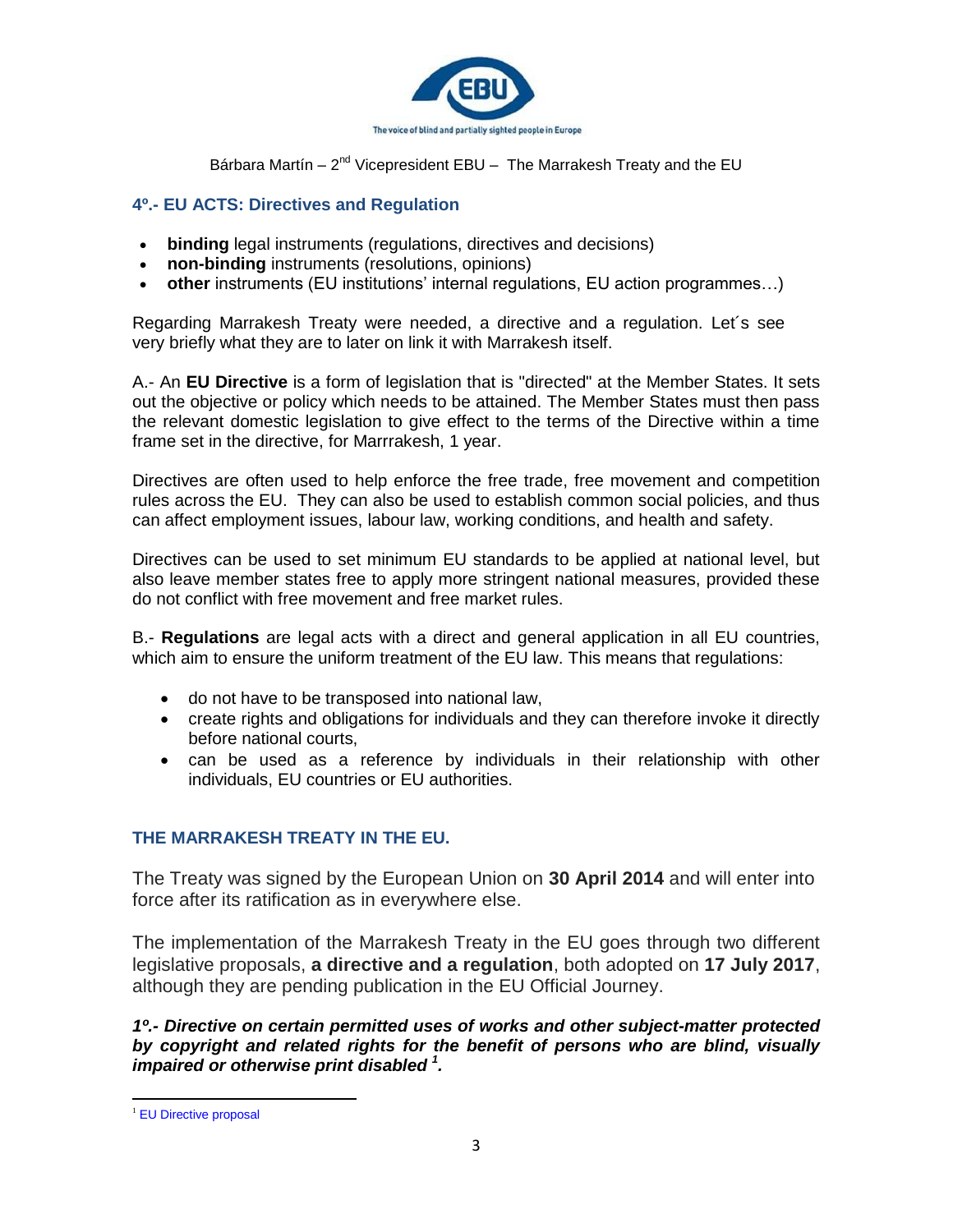## 4º.- EU ACTS: Directives and Regulation

- **binding** legal instruments (regulations, directives and decisions)
- **non-binding** instruments (resolutions, opinions)
- **other** instruments (EU institutions' internal regulations, EU action programmes…)

Regarding Marrakesh Treaty were needed, a directive and a regulation. Let´s see very briefly what they are to later on link it with Marrakesh itself.

A.- An **EU Directive** is a form of legislation that is "directed" at the Member States. It sets out the objective or policy which needs to be attained. The Member States must then pass the relevant domestic legislation to give effect to the terms of the Directive within a time frame set in the directive, for Marrrakesh, 1 year.

Directives are often used to help enforce the free trade, free movement and competition rules across the EU. They can also be used to establish common social policies, and thus can affect employment issues, labour law, working conditions, and health and safety.

Directives can be used to set minimum EU standards to be applied at national level, but also leave member states free to apply more stringent national measures, provided these do not conflict with free movement and free market rules.

B.- **Regulations** are legal acts with a direct and general application in all EU countries, which aim to ensure the uniform treatment of the EU law. This means that regulations:

- do not have to be transposed into national law,
- create rights and obligations for individuals and they can therefore invoke it directly before national courts,
- can be used as a reference by individuals in their relationship with other individuals, EU countries or EU authorities.

## THE MARRAKESH TREATY IN THE EU.

The Treaty was signed by the European Union on **30 April 2014** and will enter into force after its ratification as in everywhere else.

The implementation of the Marrakesh Treaty in the EU goes through two different legislative proposals, **a directive and a regulation**, both adopted on **17 July 2017**, although they are pending publication in the EU Official Journey.

***1º.- Directive on certain permitted uses of works and other subject-matter protected by copyright and related rights for the benefit of persons who are blind, visually impaired or otherwise print disabled [1].***

[1] EU Directive proposal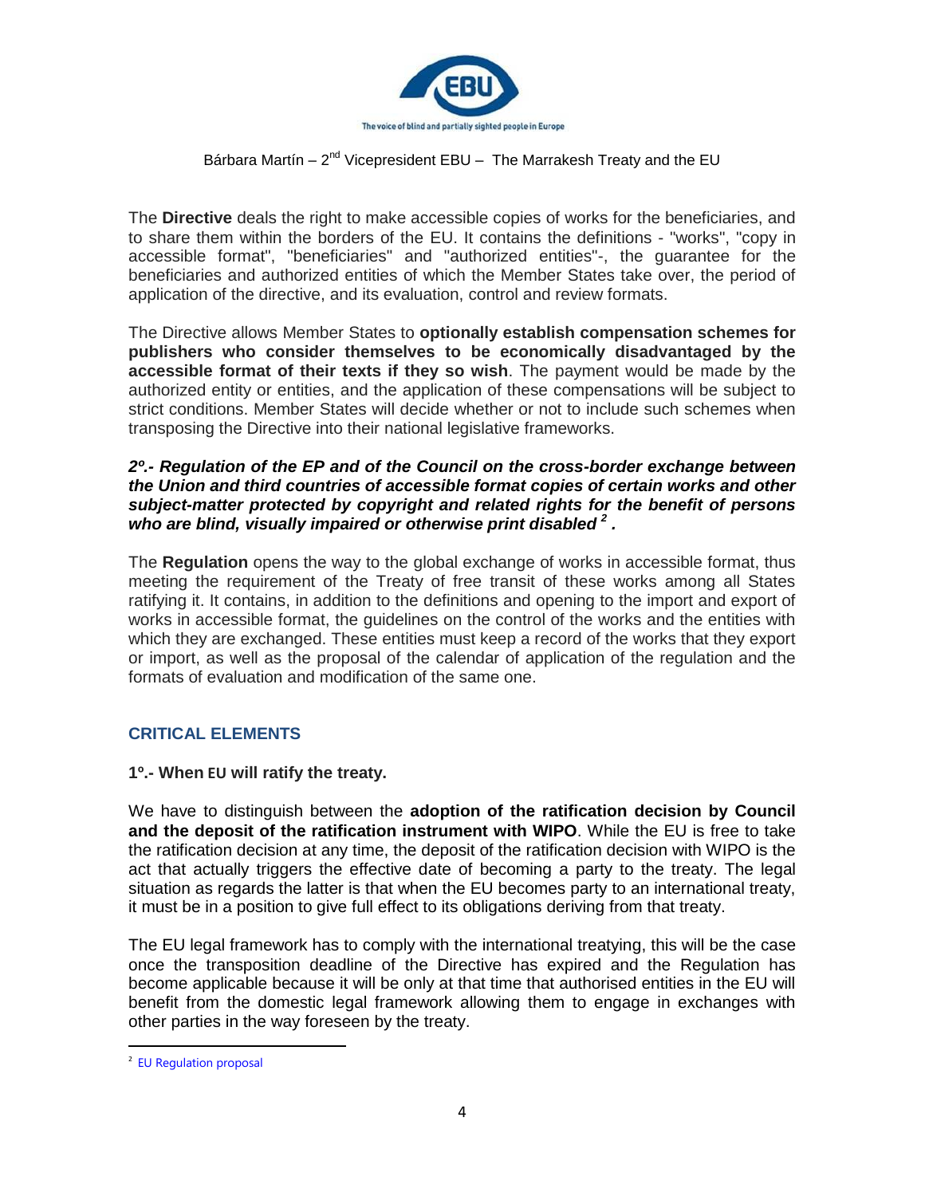The **Directive** deals the right to make accessible copies of works for the beneficiaries, and to share them within the borders of the EU. It contains the definitions - "works", "copy in accessible format", "beneficiaries" and "authorized entities"-, the guarantee for the beneficiaries and authorized entities of which the Member States take over, the period of application of the directive, and its evaluation, control and review formats.

The Directive allows Member States to **optionally establish compensation schemes for publishers who consider themselves to be economically disadvantaged by the accessible format of their texts if they so wish**. The payment would be made by the authorized entity or entities, and the application of these compensations will be subject to strict conditions. Member States will decide whether or not to include such schemes when transposing the Directive into their national legislative frameworks.

***2º.- Regulation of the EP and of the Council on the cross-border exchange between the Union and third countries of accessible format copies of certain works and other subject-matter protected by copyright and related rights for the benefit of persons who are blind, visually impaired or otherwise print disabled [2] .***

The **Regulation** opens the way to the global exchange of works in accessible format, thus meeting the requirement of the Treaty of free transit of these works among all States ratifying it. It contains, in addition to the definitions and opening to the import and export of works in accessible format, the guidelines on the control of the works and the entities with which they are exchanged. These entities must keep a record of the works that they export or import, as well as the proposal of the calendar of application of the regulation and the formats of evaluation and modification of the same one.

## CRITICAL ELEMENTS

**1º.- When EU will ratify the treaty.**

We have to distinguish between the **adoption of the ratification decision by Council and the deposit of the ratification instrument with WIPO**. While the EU is free to take the ratification decision at any time, the deposit of the ratification decision with WIPO is the act that actually triggers the effective date of becoming a party to the treaty. The legal situation as regards the latter is that when the EU becomes party to an international treaty, it must be in a position to give full effect to its obligations deriving from that treaty.

The EU legal framework has to comply with the international treatying, this will be the case once the transposition deadline of the Directive has expired and the Regulation has become applicable because it will be only at that time that authorised entities in the EU will benefit from the domestic legal framework allowing them to engage in exchanges with other parties in the way foreseen by the treaty.

---

[2] EU Regulation proposal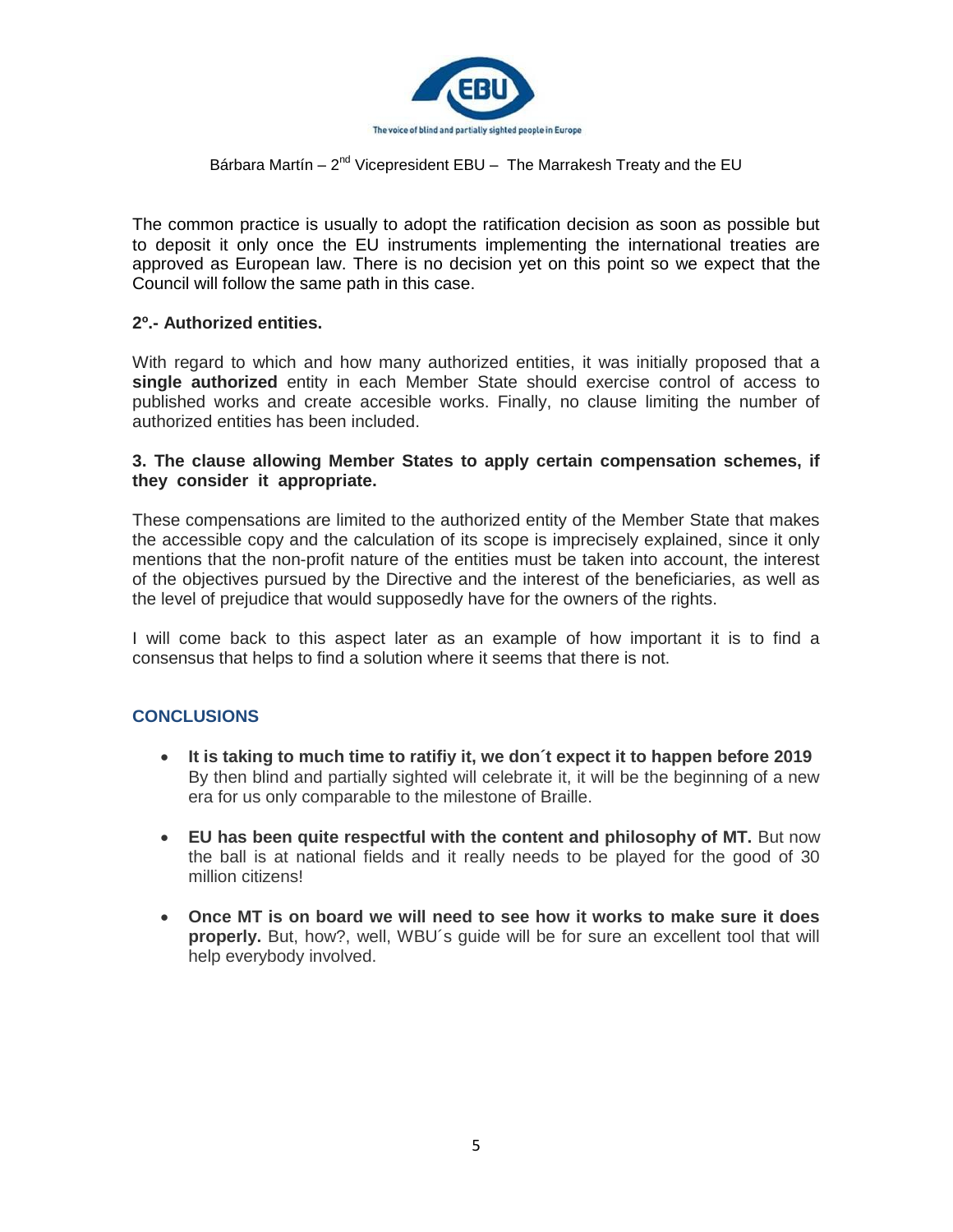The common practice is usually to adopt the ratification decision as soon as possible but to deposit it only once the EU instruments implementing the international treaties are approved as European law. There is no decision yet on this point so we expect that the Council will follow the same path in this case.

**2º.- Authorized entities.**

With regard to which and how many authorized entities, it was initially proposed that a **single authorized** entity in each Member State should exercise control of access to published works and create accesible works. Finally, no clause limiting the number of authorized entities has been included.

**3. The clause allowing Member States to apply certain compensation schemes, if they consider it appropriate.**

These compensations are limited to the authorized entity of the Member State that makes the accessible copy and the calculation of its scope is imprecisely explained, since it only mentions that the non-profit nature of the entities must be taken into account, the interest of the objectives pursued by the Directive and the interest of the beneficiaries, as well as the level of prejudice that would supposedly have for the owners of the rights.

I will come back to this aspect later as an example of how important it is to find a consensus that helps to find a solution where it seems that there is not.

## CONCLUSIONS

- **It is taking to much time to ratifiy it, we don´t expect it to happen before 2019** By then blind and partially sighted will celebrate it, it will be the beginning of a new era for us only comparable to the milestone of Braille.
- **EU has been quite respectful with the content and philosophy of MT.** But now the ball is at national fields and it really needs to be played for the good of 30 million citizens!
- **Once MT is on board we will need to see how it works to make sure it does properly.** But, how?, well, WBU´s guide will be for sure an excellent tool that will help everybody involved.